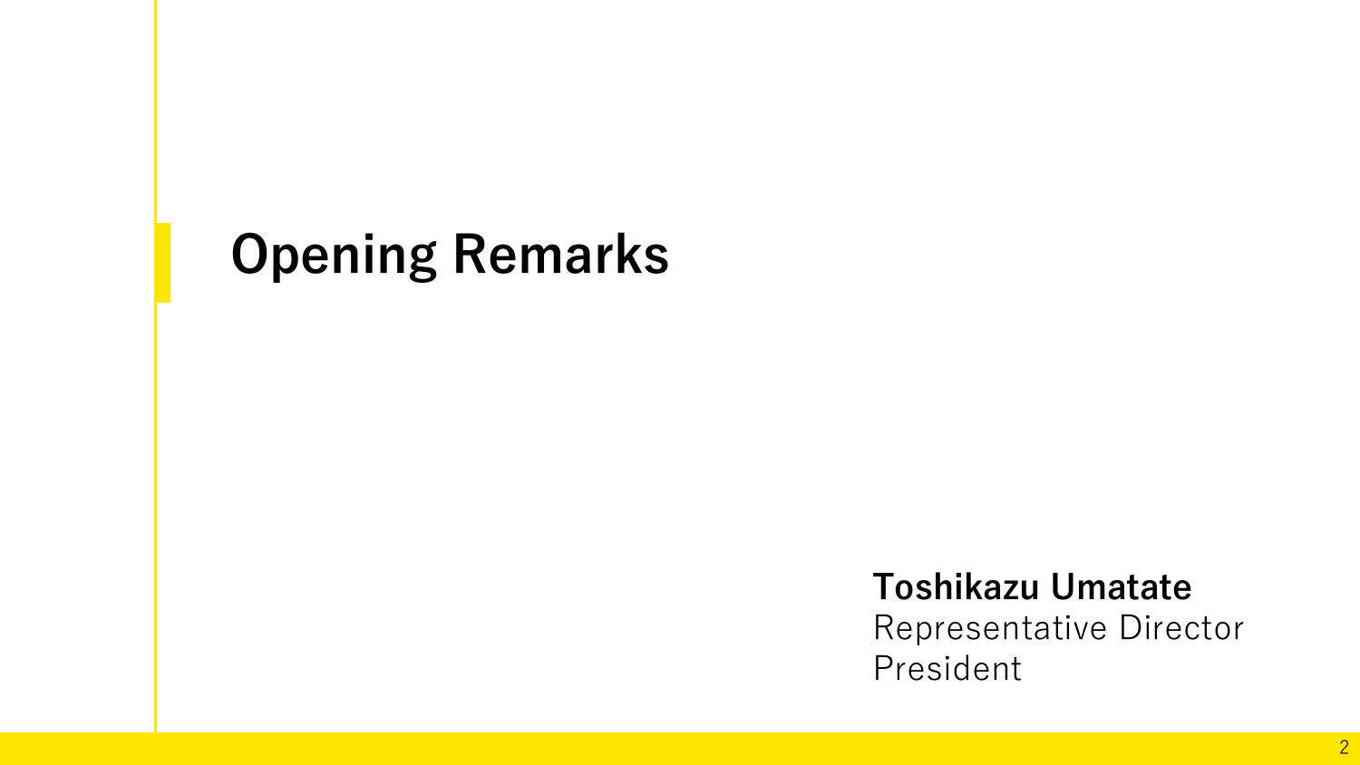# Opening Remarks

**Toshikazu Umatate**
Representative Director
President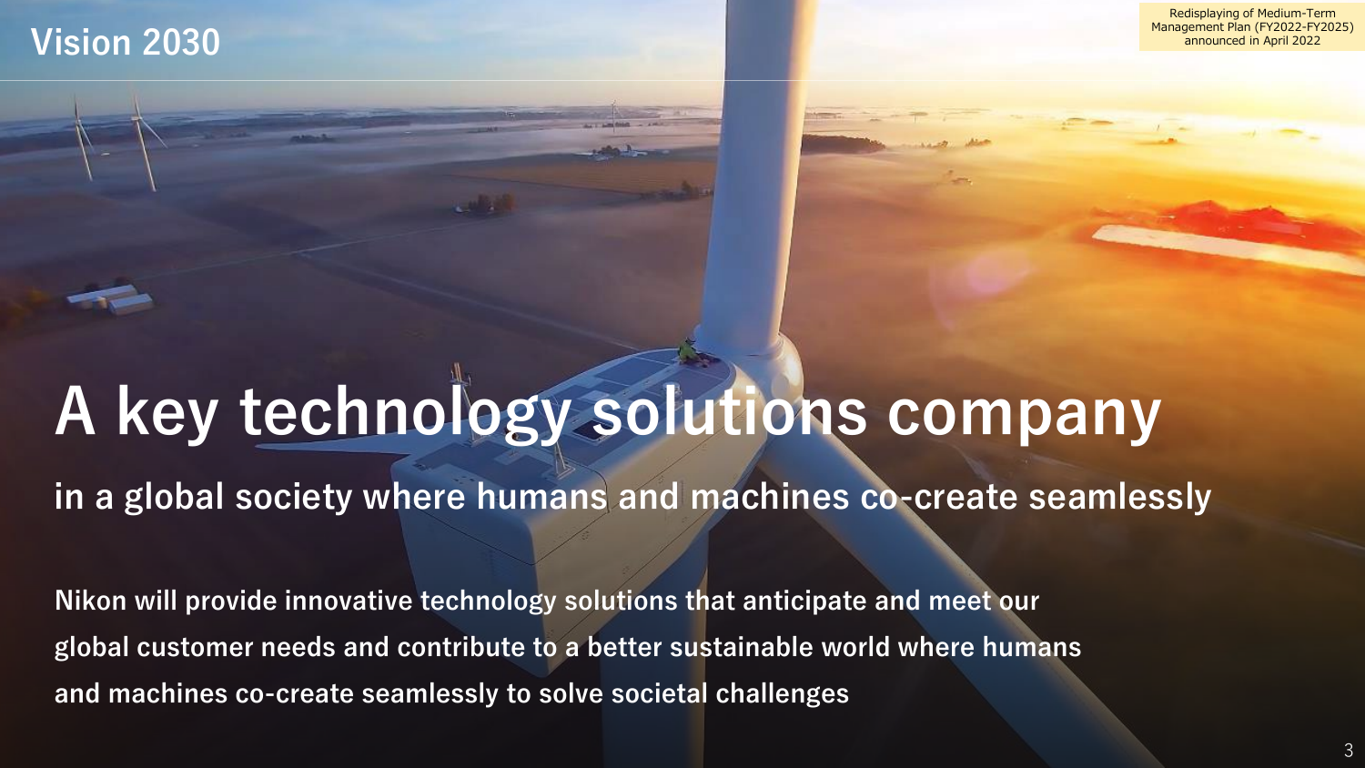# Vision 2030

Redisplaying of Medium-Term Management Plan (FY2022-FY2025) announced in April 2022

## A key technology solutions company

### in a global society where humans and machines co-create seamlessly

**Nikon will provide innovative technology solutions that anticipate and meet our global customer needs and contribute to a better sustainable world where humans and machines co-create seamlessly to solve societal challenges**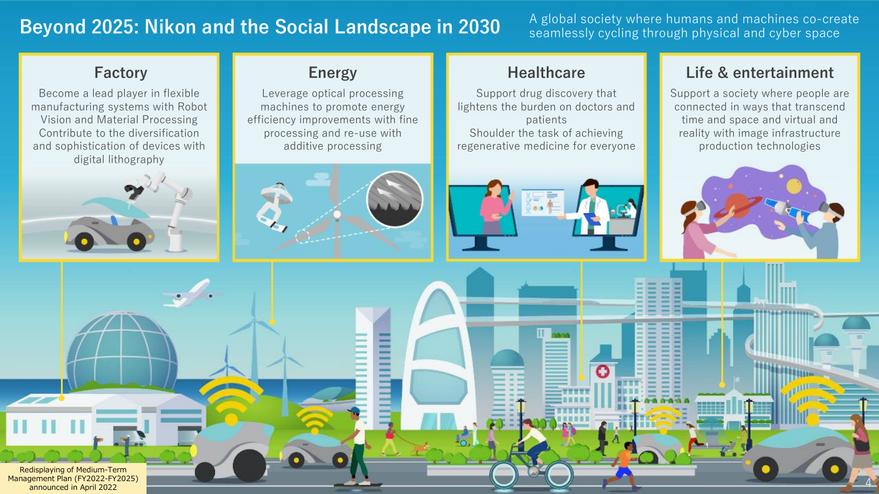# Beyond 2025: Nikon and the Social Landscape in 2030

A global society where humans and machines co-create seamlessly cycling through physical and cyber space

## Factory

Become a lead player in flexible manufacturing systems with Robot Vision and Material Processing
Contribute to the diversification and sophistication of devices with digital lithography

## Energy

Leverage optical processing machines to promote energy efficiency improvements with fine processing and re-use with additive processing

## Healthcare

Support drug discovery that lightens the burden on doctors and patients
Shoulder the task of achieving regenerative medicine for everyone

## Life & entertainment

Support a society where people are connected in ways that transcend time and space and virtual and reality with image infrastructure production technologies

Redisplaying of Medium-Term Management Plan (FY2022-FY2025) announced in April 2022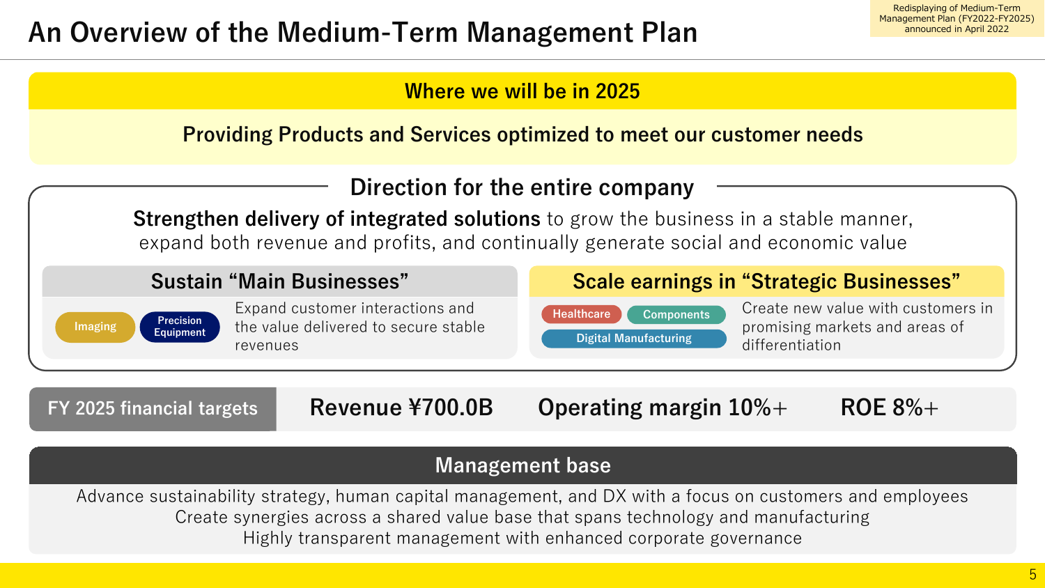# An Overview of the Medium-Term Management Plan

Redisplaying of Medium-Term Management Plan (FY2022-FY2025) announced in April 2022

## Where we will be in 2025

**Providing Products and Services optimized to meet our customer needs**

## Direction for the entire company

**Strengthen delivery of integrated solutions** to grow the business in a stable manner, expand both revenue and profits, and continually generate social and economic value

### Sustain "Main Businesses"

Imaging | Precision Equipment

Expand customer interactions and the value delivered to secure stable revenues

### Scale earnings in "Strategic Businesses"

Healthcare | Components | Digital Manufacturing

Create new value with customers in promising markets and areas of differentiation

| FY 2025 financial targets | Revenue ¥700.0B | Operating margin 10%+ | ROE 8%+ |
|---|---|---|---|

## Management base

Advance sustainability strategy, human capital management, and DX with a focus on customers and employees
Create synergies across a shared value base that spans technology and manufacturing
Highly transparent management with enhanced corporate governance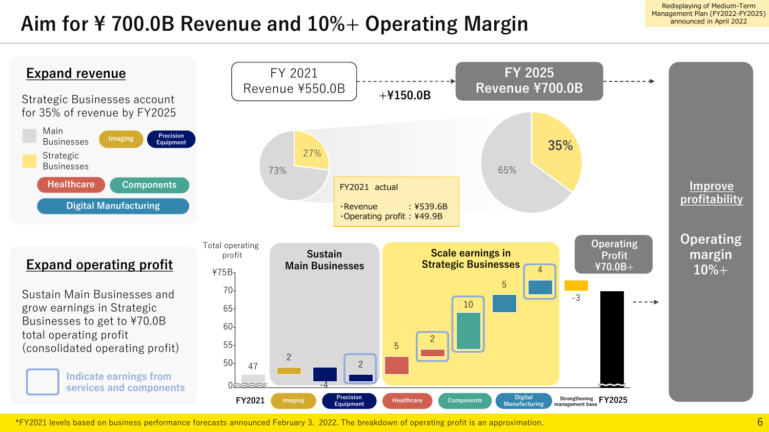# Aim for ¥ 700.0B Revenue and 10%+ Operating Margin

Redisplaying of Medium-Term Management Plan (FY2022-FY2025) announced in April 2022

## Expand revenue

Strategic Businesses account for 35% of revenue by FY2025

- Main Businesses: Imaging, Precision Equipment
- Strategic Businesses: Healthcare, Components, Digital Manufacturing

FY 2021 Revenue ¥550.0B → +¥150.0B → FY 2025 Revenue ¥700.0B

FY2021: Main Businesses 73%, Strategic Businesses 27%

FY2025: Main Businesses 65%, Strategic Businesses 35%

FY2021 actual

- ・Revenue : ¥539.6B
- ・Operating profit : ¥49.9B

## Expand operating profit

Sustain Main Businesses and grow earnings in Strategic Businesses to get to ¥70.0B total operating profit (consolidated operating profit)

Indicate earnings from services and components

Total operating profit (¥B)

| | Change |
|---|---|
| FY2021 | 47 |
| **Sustain Main Businesses** | |
| Imaging | 2 |
| Precision Equipment | -4 / 2 |
| **Scale earnings in Strategic Businesses** | |
| Healthcare | 5 / 2 |
| Components | 10 |
| Digital Manufacturing | 5 / 4 |
| Strengthening management base | -3 |
| FY2025 | Operating Profit ¥70.0B+ |

## Improve profitability

Operating margin 10%+

*FY2021 levels based on business performance forecasts announced February 3. 2022. The breakdown of operating profit is an approximation.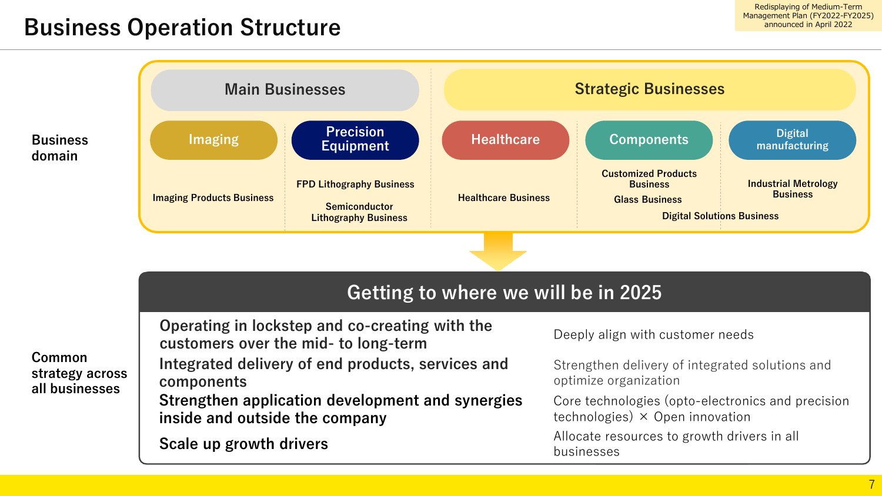# Business Operation Structure

Redisplaying of Medium-Term Management Plan (FY2022-FY2025) announced in April 2022

**Business domain**

| Main Businesses | | Strategic Businesses | | |
|---|---|---|---|---|
| **Imaging** | **Precision Equipment** | **Healthcare** | **Components** | **Digital manufacturing** |
| Imaging Products Business | FPD Lithography Business<br>Semiconductor Lithography Business | Healthcare Business | Customized Products Business<br>Glass Business | Industrial Metrology Business |

Digital Solutions Business (spanning Components and Digital manufacturing)

**Common strategy across all businesses**

## Getting to where we will be in 2025

| | |
|---|---|
| **Operating in lockstep and co-creating with the customers over the mid- to long-term** | Deeply align with customer needs |
| **Integrated delivery of end products, services and components** | Strengthen delivery of integrated solutions and optimize organization |
| **Strengthen application development and synergies inside and outside the company** | Core technologies (opto-electronics and precision technologies) × Open innovation |
| **Scale up growth drivers** | Allocate resources to growth drivers in all businesses |